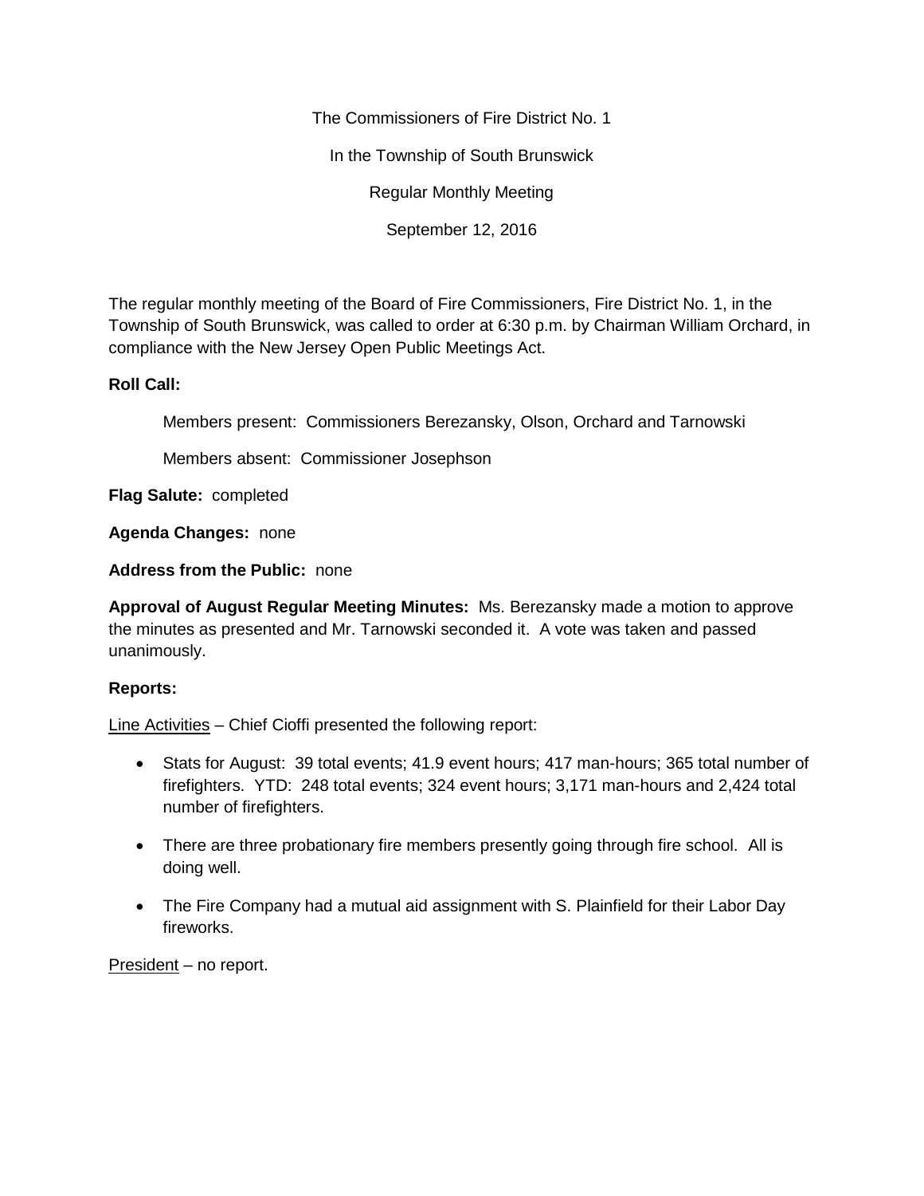The Commissioners of Fire District No. 1

In the Township of South Brunswick

Regular Monthly Meeting

September 12, 2016

The regular monthly meeting of the Board of Fire Commissioners, Fire District No. 1, in the Township of South Brunswick, was called to order at 6:30 p.m. by Chairman William Orchard, in compliance with the New Jersey Open Public Meetings Act.

**Roll Call:**

Members present: Commissioners Berezansky, Olson, Orchard and Tarnowski

Members absent: Commissioner Josephson

**Flag Salute:** completed

**Agenda Changes:** none

**Address from the Public:** none

**Approval of August Regular Meeting Minutes:** Ms. Berezansky made a motion to approve the minutes as presented and Mr. Tarnowski seconded it. A vote was taken and passed unanimously.

**Reports:**

Line Activities – Chief Cioffi presented the following report:

- Stats for August: 39 total events; 41.9 event hours; 417 man-hours; 365 total number of firefighters. YTD: 248 total events; 324 event hours; 3,171 man-hours and 2,424 total number of firefighters.
- There are three probationary fire members presently going through fire school. All is doing well.
- The Fire Company had a mutual aid assignment with S. Plainfield for their Labor Day fireworks.

President – no report.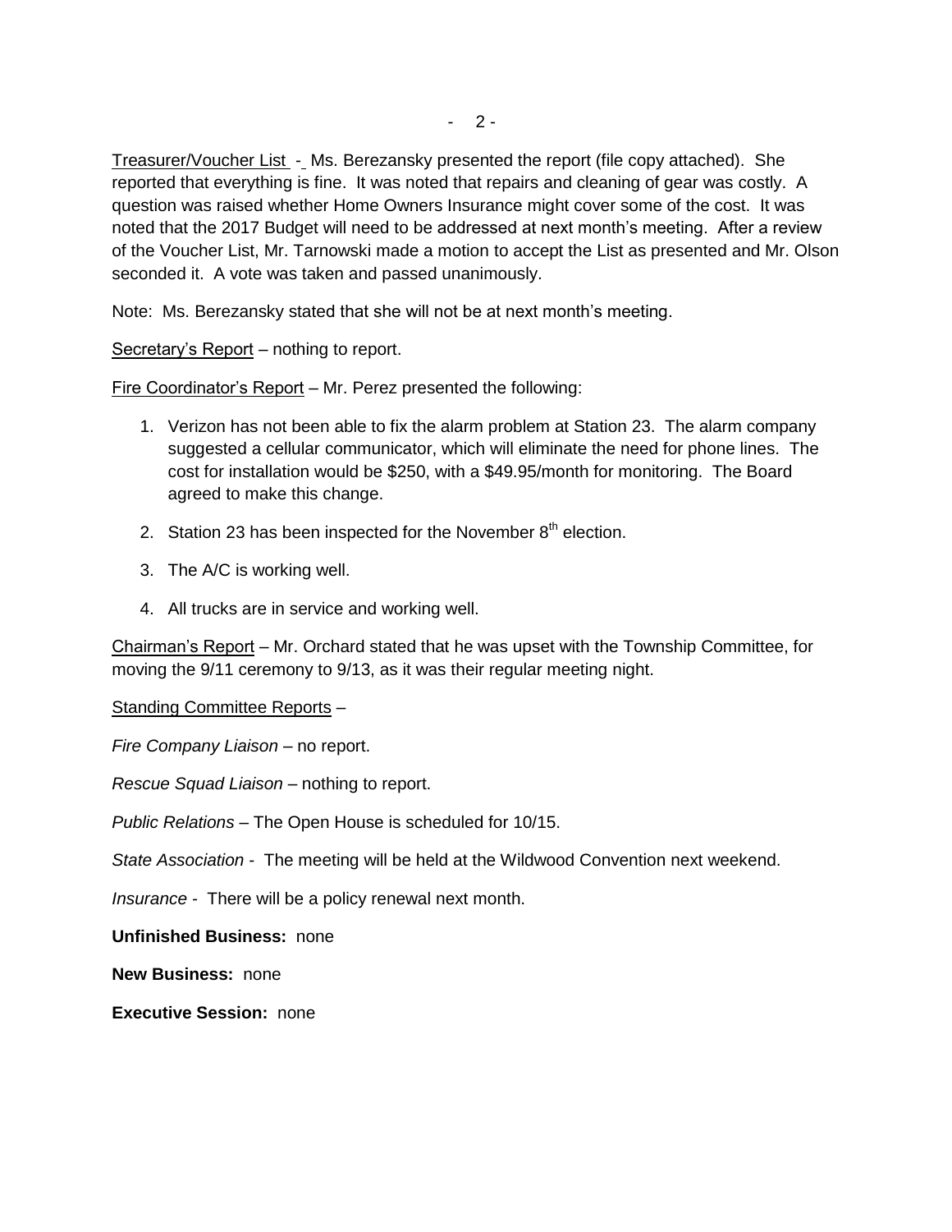Treasurer/Voucher List - Ms. Berezansky presented the report (file copy attached). She reported that everything is fine. It was noted that repairs and cleaning of gear was costly. A question was raised whether Home Owners Insurance might cover some of the cost. It was noted that the 2017 Budget will need to be addressed at next month's meeting. After a review of the Voucher List, Mr. Tarnowski made a motion to accept the List as presented and Mr. Olson seconded it. A vote was taken and passed unanimously.

Note: Ms. Berezansky stated that she will not be at next month's meeting.

Secretary's Report – nothing to report.

Fire Coordinator's Report – Mr. Perez presented the following:

1. Verizon has not been able to fix the alarm problem at Station 23. The alarm company suggested a cellular communicator, which will eliminate the need for phone lines. The cost for installation would be $250, with a $49.95/month for monitoring. The Board agreed to make this change.
2. Station 23 has been inspected for the November 8th election.
3. The A/C is working well.
4. All trucks are in service and working well.

Chairman's Report – Mr. Orchard stated that he was upset with the Township Committee, for moving the 9/11 ceremony to 9/13, as it was their regular meeting night.

Standing Committee Reports –

*Fire Company Liaison* – no report.

*Rescue Squad Liaison* – nothing to report.

*Public Relations* – The Open House is scheduled for 10/15.

*State Association* - The meeting will be held at the Wildwood Convention next weekend.

*Insurance* - There will be a policy renewal next month.

**Unfinished Business:** none

**New Business:** none

**Executive Session:** none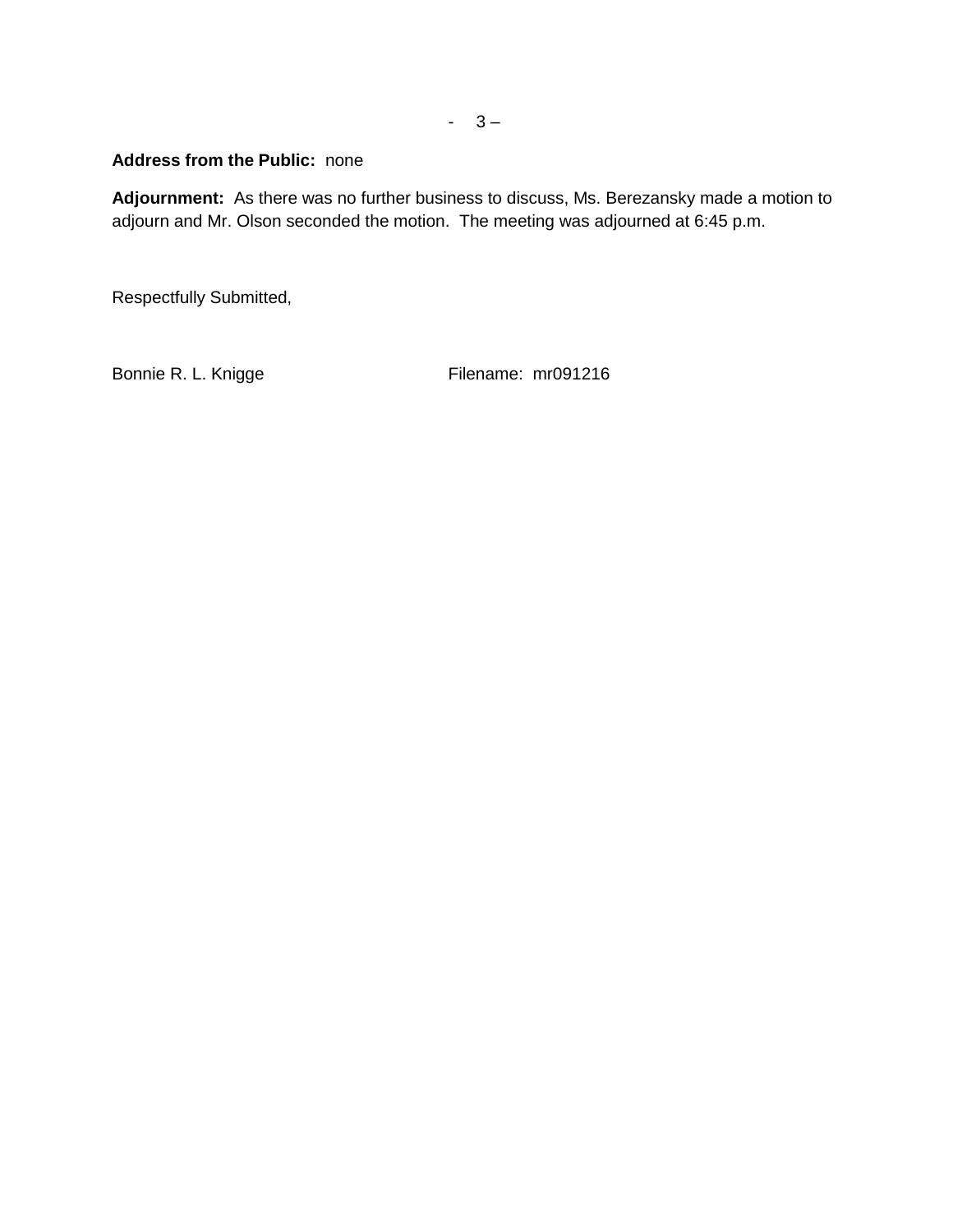**Address from the Public:** none

**Adjournment:** As there was no further business to discuss, Ms. Berezansky made a motion to adjourn and Mr. Olson seconded the motion. The meeting was adjourned at 6:45 p.m.

Respectfully Submitted,

Bonnie R. L. Knigge    Filename: mr091216